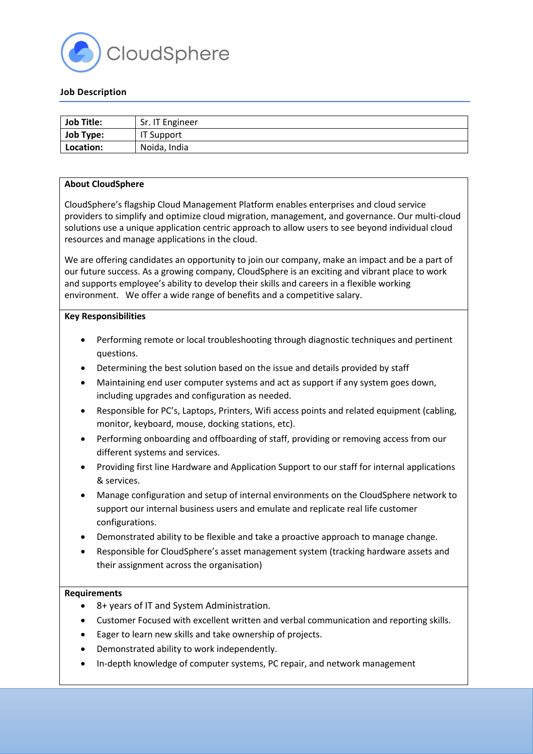CloudSphere

**Job Description**

| **Job Title:** | Sr. IT Engineer |
| --- | --- |
| **Job Type:** | IT Support |
| **Location:** | Noida, India |

**About CloudSphere**

CloudSphere's flagship Cloud Management Platform enables enterprises and cloud service providers to simplify and optimize cloud migration, management, and governance. Our multi-cloud solutions use a unique application centric approach to allow users to see beyond individual cloud resources and manage applications in the cloud.

We are offering candidates an opportunity to join our company, make an impact and be a part of our future success. As a growing company, CloudSphere is an exciting and vibrant place to work and supports employee's ability to develop their skills and careers in a flexible working environment. We offer a wide range of benefits and a competitive salary.

**Key Responsibilities**

- Performing remote or local troubleshooting through diagnostic techniques and pertinent questions.
- Determining the best solution based on the issue and details provided by staff
- Maintaining end user computer systems and act as support if any system goes down, including upgrades and configuration as needed.
- Responsible for PC's, Laptops, Printers, Wifi access points and related equipment (cabling, monitor, keyboard, mouse, docking stations, etc).
- Performing onboarding and offboarding of staff, providing or removing access from our different systems and services.
- Providing first line Hardware and Application Support to our staff for internal applications & services.
- Manage configuration and setup of internal environments on the CloudSphere network to support our internal business users and emulate and replicate real life customer configurations.
- Demonstrated ability to be flexible and take a proactive approach to manage change.
- Responsible for CloudSphere's asset management system (tracking hardware assets and their assignment across the organisation)

**Requirements**

- 8+ years of IT and System Administration.
- Customer Focused with excellent written and verbal communication and reporting skills.
- Eager to learn new skills and take ownership of projects.
- Demonstrated ability to work independently.
- In-depth knowledge of computer systems, PC repair, and network management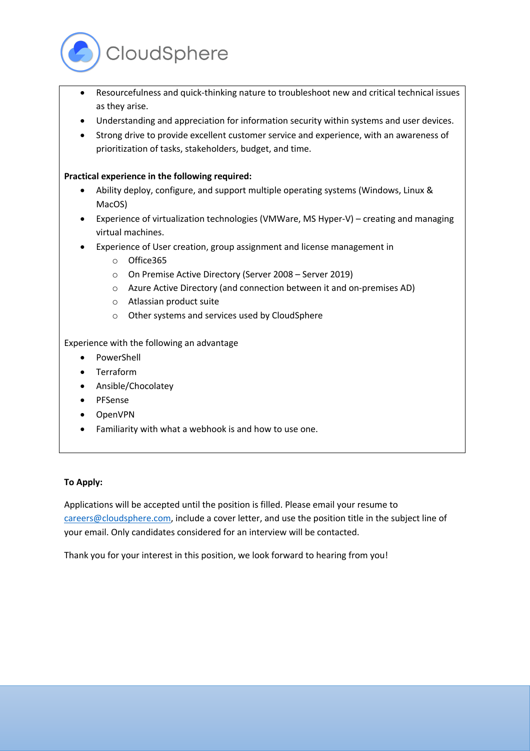- Resourcefulness and quick-thinking nature to troubleshoot new and critical technical issues as they arise.
- Understanding and appreciation for information security within systems and user devices.
- Strong drive to provide excellent customer service and experience, with an awareness of prioritization of tasks, stakeholders, budget, and time.

**Practical experience in the following required:**

- Ability deploy, configure, and support multiple operating systems (Windows, Linux & MacOS)
- Experience of virtualization technologies (VMWare, MS Hyper-V) – creating and managing virtual machines.
- Experience of User creation, group assignment and license management in
  - Office365
  - On Premise Active Directory (Server 2008 – Server 2019)
  - Azure Active Directory (and connection between it and on-premises AD)
  - Atlassian product suite
  - Other systems and services used by CloudSphere

Experience with the following an advantage

- PowerShell
- Terraform
- Ansible/Chocolatey
- PFSense
- OpenVPN
- Familiarity with what a webhook is and how to use one.

**To Apply:**

Applications will be accepted until the position is filled. Please email your resume to careers@cloudsphere.com, include a cover letter, and use the position title in the subject line of your email. Only candidates considered for an interview will be contacted.

Thank you for your interest in this position, we look forward to hearing from you!